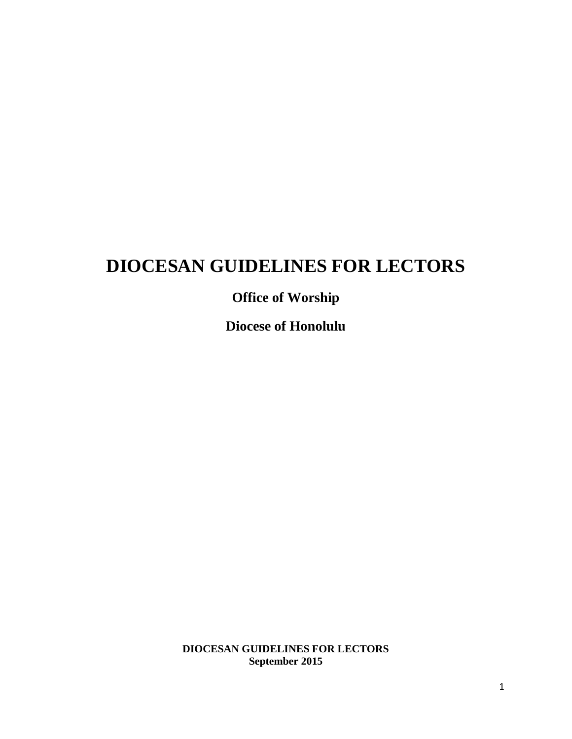# DIOCESAN GUIDELINES FOR LECTORS

**Office of Worship**

**Diocese of Honolulu**

**DIOCESAN GUIDELINES FOR LECTORS**
**September 2015**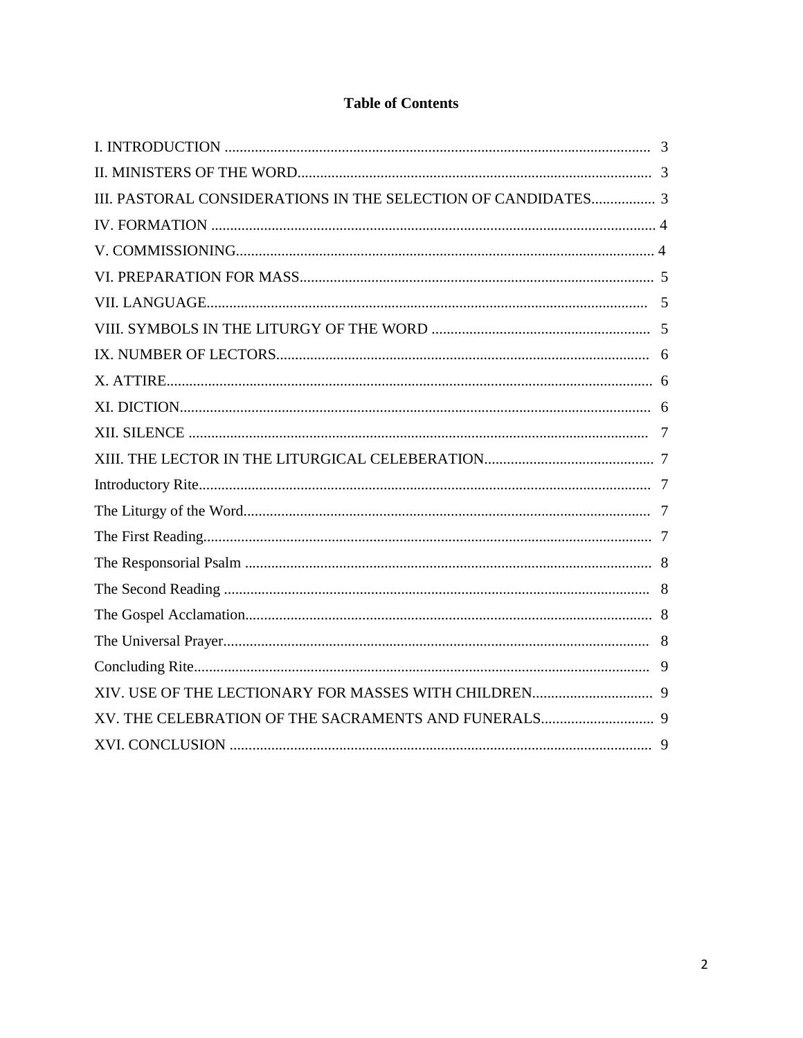# Table of Contents

| | |
|---|---|
| I. INTRODUCTION | 3 |
| II. MINISTERS OF THE WORD | 3 |
| III. PASTORAL CONSIDERATIONS IN THE SELECTION OF CANDIDATES | 3 |
| IV. FORMATION | 4 |
| V. COMMISSIONING | 4 |
| VI. PREPARATION FOR MASS | 5 |
| VII. LANGUAGE | 5 |
| VIII. SYMBOLS IN THE LITURGY OF THE WORD | 5 |
| IX. NUMBER OF LECTORS | 6 |
| X. ATTIRE | 6 |
| XI. DICTION | 6 |
| XII. SILENCE | 7 |
| XIII. THE LECTOR IN THE LITURGICAL CELEBRATION | 7 |
| Introductory Rite | 7 |
| The Liturgy of the Word | 7 |
| The First Reading | 7 |
| The Responsorial Psalm | 8 |
| The Second Reading | 8 |
| The Gospel Acclamation | 8 |
| The Universal Prayer | 8 |
| Concluding Rite | 9 |
| XIV. USE OF THE LECTIONARY FOR MASSES WITH CHILDREN | 9 |
| XV. THE CELEBRATION OF THE SACRAMENTS AND FUNERALS | 9 |
| XVI. CONCLUSION | 9 |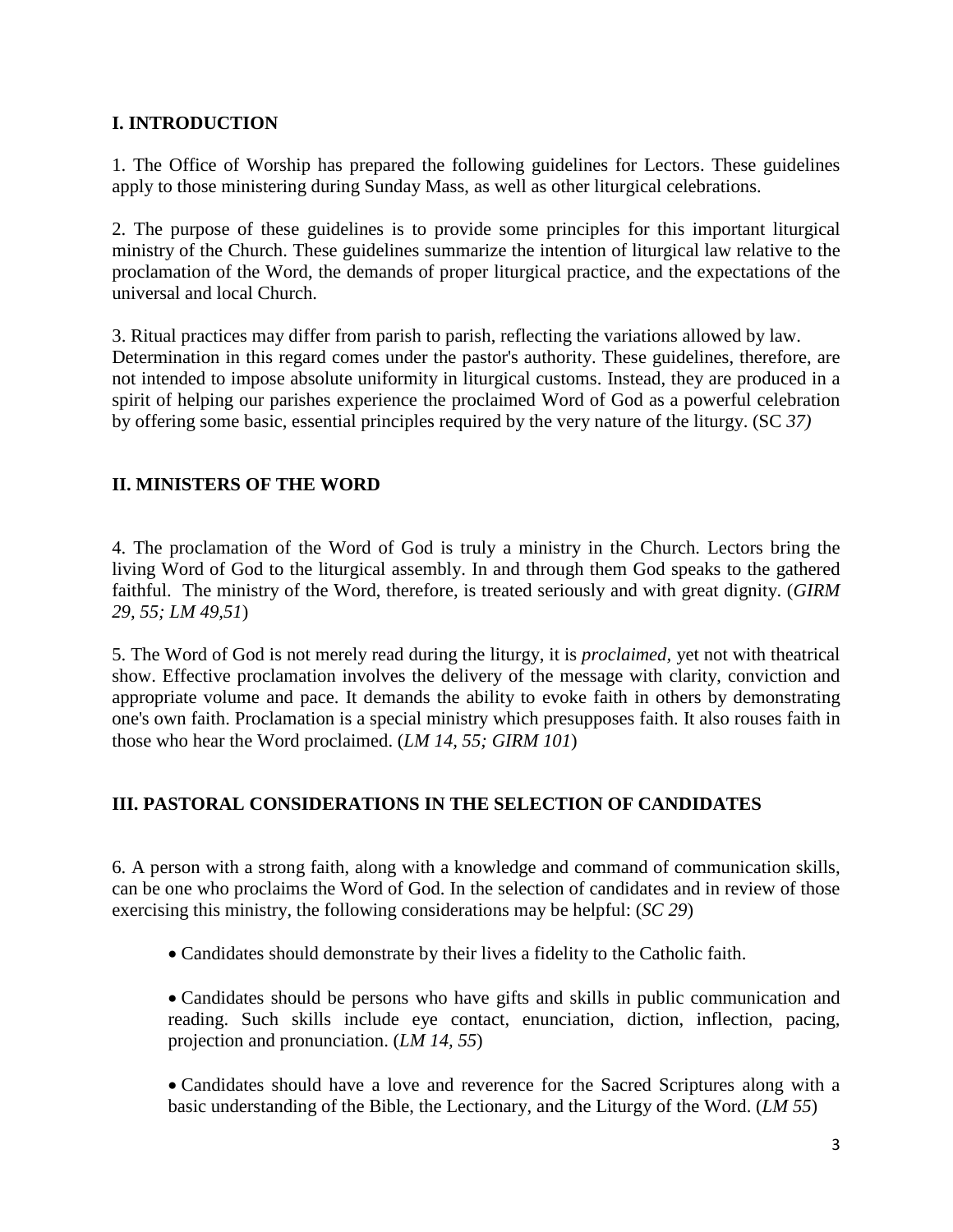## I. INTRODUCTION

1. The Office of Worship has prepared the following guidelines for Lectors. These guidelines apply to those ministering during Sunday Mass, as well as other liturgical celebrations.

2. The purpose of these guidelines is to provide some principles for this important liturgical ministry of the Church. These guidelines summarize the intention of liturgical law relative to the proclamation of the Word, the demands of proper liturgical practice, and the expectations of the universal and local Church.

3. Ritual practices may differ from parish to parish, reflecting the variations allowed by law. Determination in this regard comes under the pastor's authority. These guidelines, therefore, are not intended to impose absolute uniformity in liturgical customs. Instead, they are produced in a spirit of helping our parishes experience the proclaimed Word of God as a powerful celebration by offering some basic, essential principles required by the very nature of the liturgy. (SC *37)*

## II. MINISTERS OF THE WORD

4. The proclamation of the Word of God is truly a ministry in the Church. Lectors bring the living Word of God to the liturgical assembly. In and through them God speaks to the gathered faithful. The ministry of the Word, therefore, is treated seriously and with great dignity. (*GIRM 29, 55; LM 49,51*)

5. The Word of God is not merely read during the liturgy, it is *proclaimed,* yet not with theatrical show. Effective proclamation involves the delivery of the message with clarity, conviction and appropriate volume and pace. It demands the ability to evoke faith in others by demonstrating one's own faith. Proclamation is a special ministry which presupposes faith. It also rouses faith in those who hear the Word proclaimed. (*LM 14, 55; GIRM 101*)

## III. PASTORAL CONSIDERATIONS IN THE SELECTION OF CANDIDATES

6. A person with a strong faith, along with a knowledge and command of communication skills, can be one who proclaims the Word of God. In the selection of candidates and in review of those exercising this ministry, the following considerations may be helpful: (*SC 29*)

- Candidates should demonstrate by their lives a fidelity to the Catholic faith.
- Candidates should be persons who have gifts and skills in public communication and reading. Such skills include eye contact, enunciation, diction, inflection, pacing, projection and pronunciation. (*LM 14, 55*)
- Candidates should have a love and reverence for the Sacred Scriptures along with a basic understanding of the Bible, the Lectionary, and the Liturgy of the Word. (*LM 55*)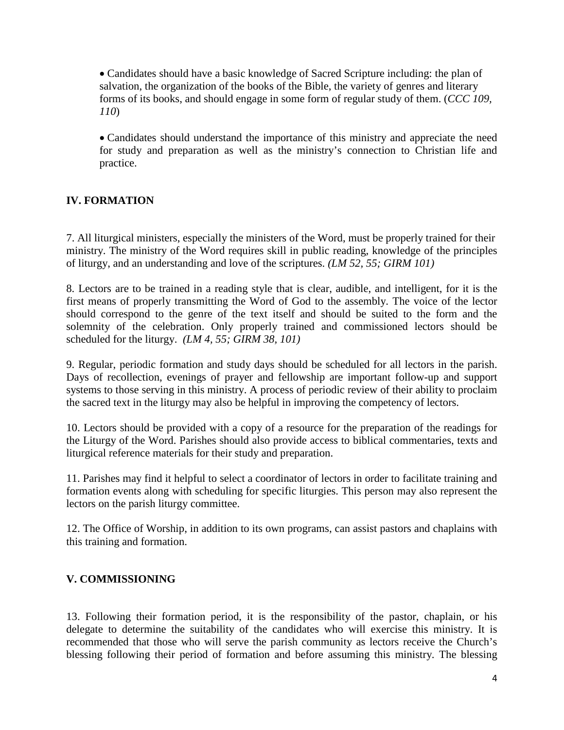- Candidates should have a basic knowledge of Sacred Scripture including: the plan of salvation, the organization of the books of the Bible, the variety of genres and literary forms of its books, and should engage in some form of regular study of them. (*CCC 109, 110*)

- Candidates should understand the importance of this ministry and appreciate the need for study and preparation as well as the ministry's connection to Christian life and practice.

## IV. FORMATION

7. All liturgical ministers, especially the ministers of the Word, must be properly trained for their ministry. The ministry of the Word requires skill in public reading, knowledge of the principles of liturgy, and an understanding and love of the scriptures. *(LM 52, 55; GIRM 101)*

8. Lectors are to be trained in a reading style that is clear, audible, and intelligent, for it is the first means of properly transmitting the Word of God to the assembly. The voice of the lector should correspond to the genre of the text itself and should be suited to the form and the solemnity of the celebration. Only properly trained and commissioned lectors should be scheduled for the liturgy. *(LM 4, 55; GIRM 38, 101)*

9. Regular, periodic formation and study days should be scheduled for all lectors in the parish. Days of recollection, evenings of prayer and fellowship are important follow-up and support systems to those serving in this ministry. A process of periodic review of their ability to proclaim the sacred text in the liturgy may also be helpful in improving the competency of lectors.

10. Lectors should be provided with a copy of a resource for the preparation of the readings for the Liturgy of the Word. Parishes should also provide access to biblical commentaries, texts and liturgical reference materials for their study and preparation.

11. Parishes may find it helpful to select a coordinator of lectors in order to facilitate training and formation events along with scheduling for specific liturgies. This person may also represent the lectors on the parish liturgy committee.

12. The Office of Worship, in addition to its own programs, can assist pastors and chaplains with this training and formation.

## V. COMMISSIONING

13. Following their formation period, it is the responsibility of the pastor, chaplain, or his delegate to determine the suitability of the candidates who will exercise this ministry. It is recommended that those who will serve the parish community as lectors receive the Church's blessing following their period of formation and before assuming this ministry. The blessing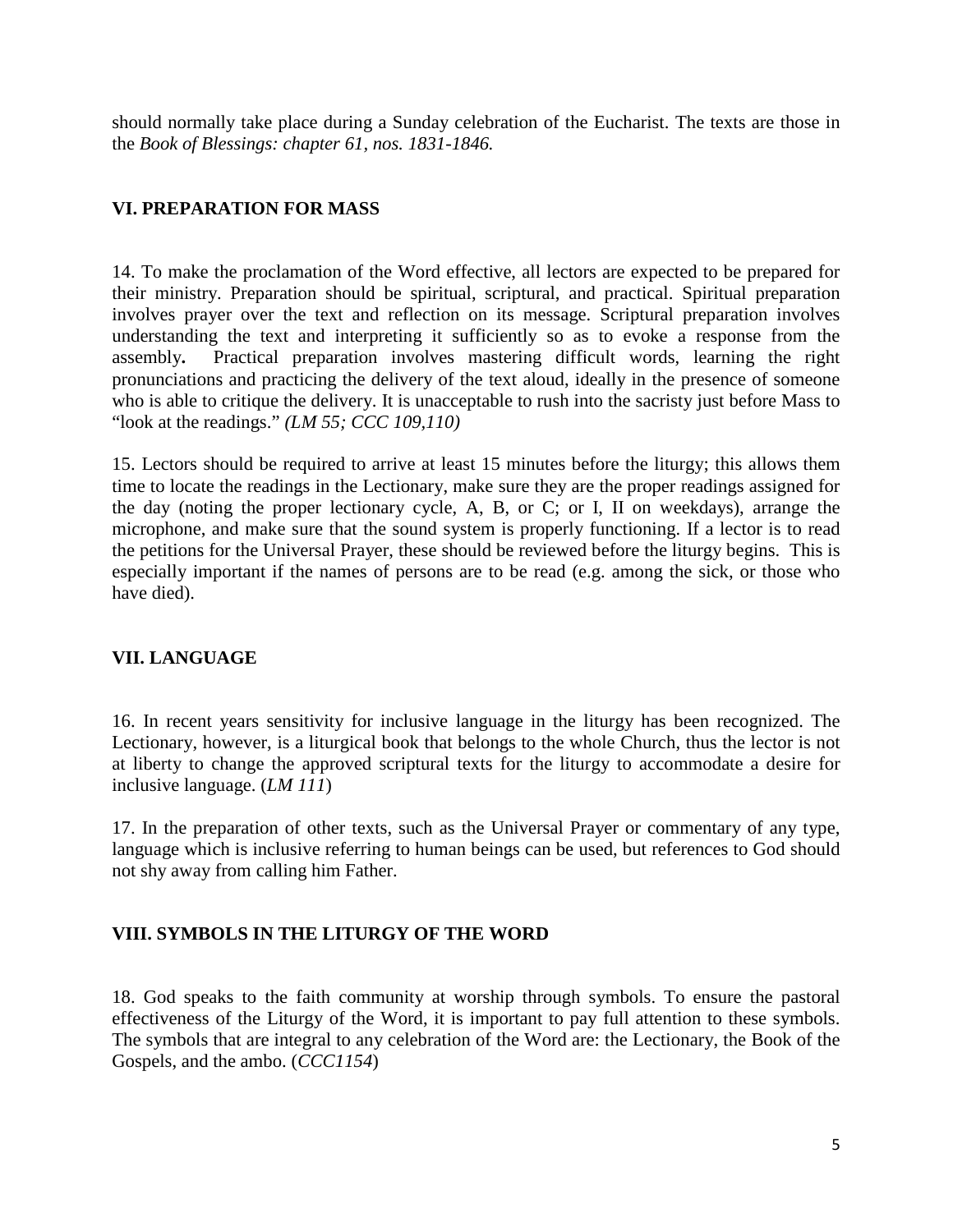should normally take place during a Sunday celebration of the Eucharist. The texts are those in the *Book of Blessings: chapter 61, nos. 1831-1846.*

## VI. PREPARATION FOR MASS

14. To make the proclamation of the Word effective, all lectors are expected to be prepared for their ministry. Preparation should be spiritual, scriptural, and practical. Spiritual preparation involves prayer over the text and reflection on its message. Scriptural preparation involves understanding the text and interpreting it sufficiently so as to evoke a response from the assembly**.** Practical preparation involves mastering difficult words, learning the right pronunciations and practicing the delivery of the text aloud, ideally in the presence of someone who is able to critique the delivery. It is unacceptable to rush into the sacristy just before Mass to "look at the readings." *(LM 55; CCC 109,110)*

15. Lectors should be required to arrive at least 15 minutes before the liturgy; this allows them time to locate the readings in the Lectionary, make sure they are the proper readings assigned for the day (noting the proper lectionary cycle, A, B, or C; or I, II on weekdays), arrange the microphone, and make sure that the sound system is properly functioning. If a lector is to read the petitions for the Universal Prayer, these should be reviewed before the liturgy begins. This is especially important if the names of persons are to be read (e.g. among the sick, or those who have died).

## VII. LANGUAGE

16. In recent years sensitivity for inclusive language in the liturgy has been recognized. The Lectionary, however, is a liturgical book that belongs to the whole Church, thus the lector is not at liberty to change the approved scriptural texts for the liturgy to accommodate a desire for inclusive language. (*LM 111*)

17. In the preparation of other texts, such as the Universal Prayer or commentary of any type, language which is inclusive referring to human beings can be used, but references to God should not shy away from calling him Father.

## VIII. SYMBOLS IN THE LITURGY OF THE WORD

18. God speaks to the faith community at worship through symbols. To ensure the pastoral effectiveness of the Liturgy of the Word, it is important to pay full attention to these symbols. The symbols that are integral to any celebration of the Word are: the Lectionary, the Book of the Gospels, and the ambo. (*CCC1154*)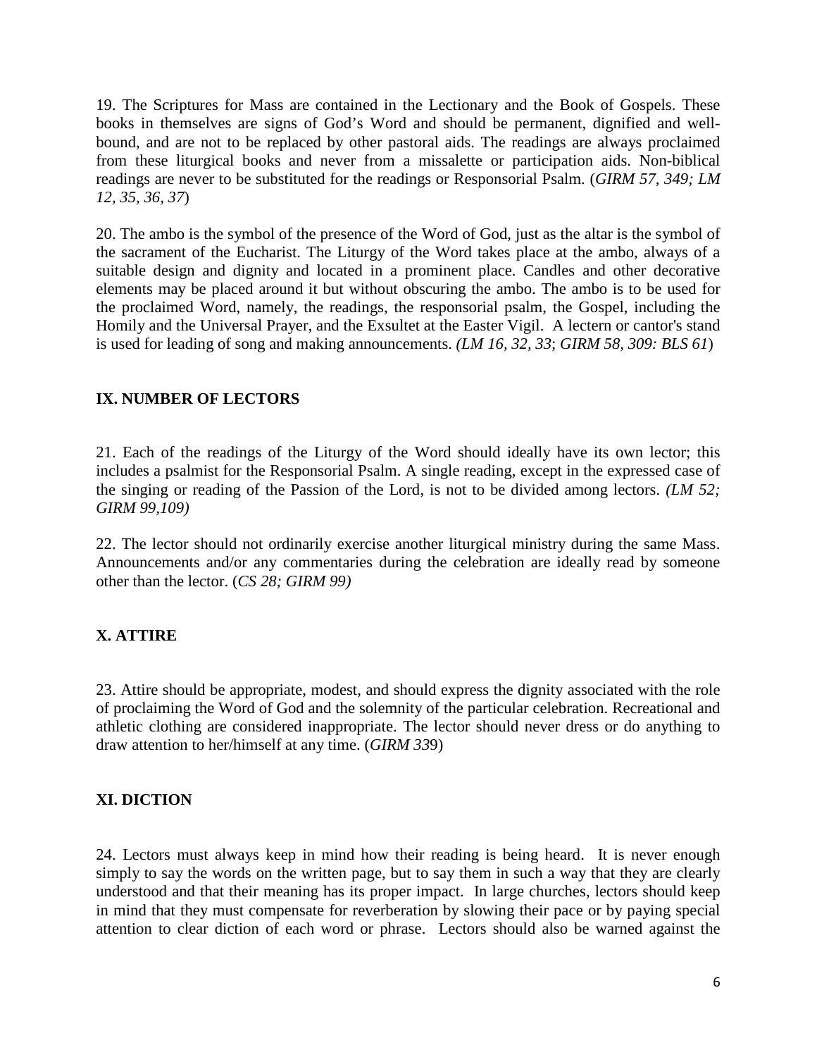19. The Scriptures for Mass are contained in the Lectionary and the Book of Gospels. These books in themselves are signs of God's Word and should be permanent, dignified and well-bound, and are not to be replaced by other pastoral aids. The readings are always proclaimed from these liturgical books and never from a missalette or participation aids. Non-biblical readings are never to be substituted for the readings or Responsorial Psalm. (*GIRM 57, 349; LM 12, 35, 36, 37*)

20. The ambo is the symbol of the presence of the Word of God, just as the altar is the symbol of the sacrament of the Eucharist. The Liturgy of the Word takes place at the ambo, always of a suitable design and dignity and located in a prominent place. Candles and other decorative elements may be placed around it but without obscuring the ambo. The ambo is to be used for the proclaimed Word, namely, the readings, the responsorial psalm, the Gospel, including the Homily and the Universal Prayer, and the Exsultet at the Easter Vigil. A lectern or cantor's stand is used for leading of song and making announcements. *(LM 16, 32, 33*; *GIRM 58, 309: BLS 61*)

## IX. NUMBER OF LECTORS

21. Each of the readings of the Liturgy of the Word should ideally have its own lector; this includes a psalmist for the Responsorial Psalm. A single reading, except in the expressed case of the singing or reading of the Passion of the Lord, is not to be divided among lectors. *(LM 52; GIRM 99,109)*

22. The lector should not ordinarily exercise another liturgical ministry during the same Mass. Announcements and/or any commentaries during the celebration are ideally read by someone other than the lector. (*CS 28; GIRM 99)*

## X. ATTIRE

23. Attire should be appropriate, modest, and should express the dignity associated with the role of proclaiming the Word of God and the solemnity of the particular celebration. Recreational and athletic clothing are considered inappropriate. The lector should never dress or do anything to draw attention to her/himself at any time. (*GIRM 33*9)

## XI. DICTION

24. Lectors must always keep in mind how their reading is being heard. It is never enough simply to say the words on the written page, but to say them in such a way that they are clearly understood and that their meaning has its proper impact. In large churches, lectors should keep in mind that they must compensate for reverberation by slowing their pace or by paying special attention to clear diction of each word or phrase. Lectors should also be warned against the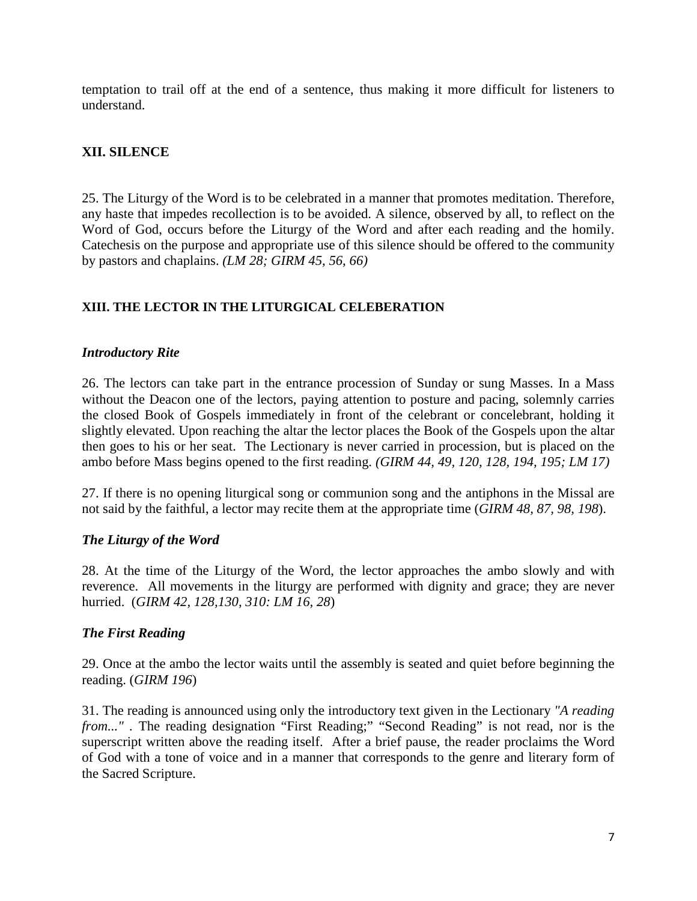temptation to trail off at the end of a sentence, thus making it more difficult for listeners to understand.

## XII. SILENCE

25. The Liturgy of the Word is to be celebrated in a manner that promotes meditation. Therefore, any haste that impedes recollection is to be avoided. A silence, observed by all, to reflect on the Word of God, occurs before the Liturgy of the Word and after each reading and the homily. Catechesis on the purpose and appropriate use of this silence should be offered to the community by pastors and chaplains. *(LM 28; GIRM 45, 56, 66)*

## XIII. THE LECTOR IN THE LITURGICAL CELEBERATION

### *Introductory Rite*

26. The lectors can take part in the entrance procession of Sunday or sung Masses. In a Mass without the Deacon one of the lectors, paying attention to posture and pacing, solemnly carries the closed Book of Gospels immediately in front of the celebrant or concelebrant, holding it slightly elevated. Upon reaching the altar the lector places the Book of the Gospels upon the altar then goes to his or her seat. The Lectionary is never carried in procession, but is placed on the ambo before Mass begins opened to the first reading. *(GIRM 44, 49, 120, 128, 194, 195; LM 17)*

27. If there is no opening liturgical song or communion song and the antiphons in the Missal are not said by the faithful, a lector may recite them at the appropriate time (*GIRM 48, 87, 98, 198*).

### *The Liturgy of the Word*

28. At the time of the Liturgy of the Word, the lector approaches the ambo slowly and with reverence. All movements in the liturgy are performed with dignity and grace; they are never hurried. (*GIRM 42, 128,130, 310: LM 16, 28*)

### *The First Reading*

29. Once at the ambo the lector waits until the assembly is seated and quiet before beginning the reading. (*GIRM 196*)

31. The reading is announced using only the introductory text given in the Lectionary *"A reading from..."* . The reading designation "First Reading;" "Second Reading" is not read, nor is the superscript written above the reading itself. After a brief pause, the reader proclaims the Word of God with a tone of voice and in a manner that corresponds to the genre and literary form of the Sacred Scripture.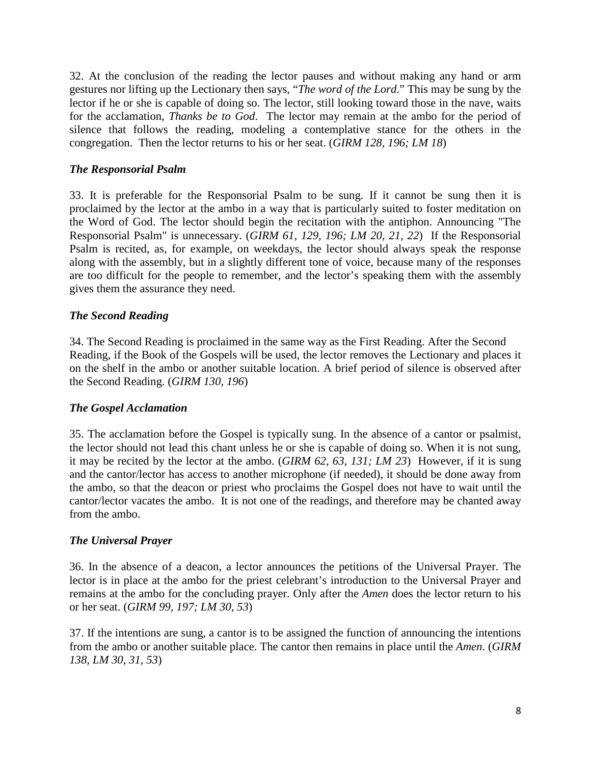32. At the conclusion of the reading the lector pauses and without making any hand or arm gestures nor lifting up the Lectionary then says, "*The word of the Lord*." This may be sung by the lector if he or she is capable of doing so. The lector, still looking toward those in the nave, waits for the acclamation, *Thanks be to God*. The lector may remain at the ambo for the period of silence that follows the reading, modeling a contemplative stance for the others in the congregation. Then the lector returns to his or her seat. (*GIRM 128, 196; LM 18*)

### *The Responsorial Psalm*

33. It is preferable for the Responsorial Psalm to be sung. If it cannot be sung then it is proclaimed by the lector at the ambo in a way that is particularly suited to foster meditation on the Word of God. The lector should begin the recitation with the antiphon. Announcing "The Responsorial Psalm" is unnecessary. (*GIRM 61, 129, 196; LM 20, 21, 22*) If the Responsorial Psalm is recited, as, for example, on weekdays, the lector should always speak the response along with the assembly, but in a slightly different tone of voice, because many of the responses are too difficult for the people to remember, and the lector's speaking them with the assembly gives them the assurance they need.

### *The Second Reading*

34. The Second Reading is proclaimed in the same way as the First Reading. After the Second Reading, if the Book of the Gospels will be used, the lector removes the Lectionary and places it on the shelf in the ambo or another suitable location. A brief period of silence is observed after the Second Reading. (*GIRM 130, 196*)

### *The Gospel Acclamation*

35. The acclamation before the Gospel is typically sung. In the absence of a cantor or psalmist, the lector should not lead this chant unless he or she is capable of doing so. When it is not sung, it may be recited by the lector at the ambo. (*GIRM 62, 63, 131; LM 23*) However, if it is sung and the cantor/lector has access to another microphone (if needed), it should be done away from the ambo, so that the deacon or priest who proclaims the Gospel does not have to wait until the cantor/lector vacates the ambo. It is not one of the readings, and therefore may be chanted away from the ambo.

### *The Universal Prayer*

36. In the absence of a deacon, a lector announces the petitions of the Universal Prayer. The lector is in place at the ambo for the priest celebrant's introduction to the Universal Prayer and remains at the ambo for the concluding prayer. Only after the *Amen* does the lector return to his or her seat. (*GIRM 99, 197; LM 30, 53*)

37. If the intentions are sung, a cantor is to be assigned the function of announcing the intentions from the ambo or another suitable place. The cantor then remains in place until the *Amen*. (*GIRM 138, LM 30, 31, 53*)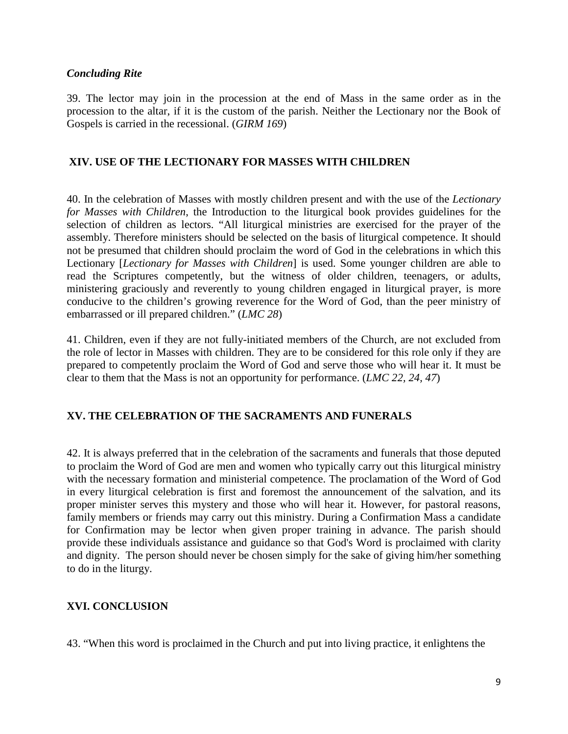### *Concluding Rite*

39. The lector may join in the procession at the end of Mass in the same order as in the procession to the altar, if it is the custom of the parish. Neither the Lectionary nor the Book of Gospels is carried in the recessional. (*GIRM 169*)

## XIV. USE OF THE LECTIONARY FOR MASSES WITH CHILDREN

40. In the celebration of Masses with mostly children present and with the use of the *Lectionary for Masses with Children*, the Introduction to the liturgical book provides guidelines for the selection of children as lectors. "All liturgical ministries are exercised for the prayer of the assembly. Therefore ministers should be selected on the basis of liturgical competence. It should not be presumed that children should proclaim the word of God in the celebrations in which this Lectionary [*Lectionary for Masses with Children*] is used. Some younger children are able to read the Scriptures competently, but the witness of older children, teenagers, or adults, ministering graciously and reverently to young children engaged in liturgical prayer, is more conducive to the children's growing reverence for the Word of God, than the peer ministry of embarrassed or ill prepared children." (*LMC 28*)

41. Children, even if they are not fully-initiated members of the Church, are not excluded from the role of lector in Masses with children. They are to be considered for this role only if they are prepared to competently proclaim the Word of God and serve those who will hear it. It must be clear to them that the Mass is not an opportunity for performance. (*LMC 22, 24, 47*)

## XV. THE CELEBRATION OF THE SACRAMENTS AND FUNERALS

42. It is always preferred that in the celebration of the sacraments and funerals that those deputed to proclaim the Word of God are men and women who typically carry out this liturgical ministry with the necessary formation and ministerial competence. The proclamation of the Word of God in every liturgical celebration is first and foremost the announcement of the salvation, and its proper minister serves this mystery and those who will hear it. However, for pastoral reasons, family members or friends may carry out this ministry. During a Confirmation Mass a candidate for Confirmation may be lector when given proper training in advance. The parish should provide these individuals assistance and guidance so that God's Word is proclaimed with clarity and dignity. The person should never be chosen simply for the sake of giving him/her something to do in the liturgy.

## XVI. CONCLUSION

43. "When this word is proclaimed in the Church and put into living practice, it enlightens the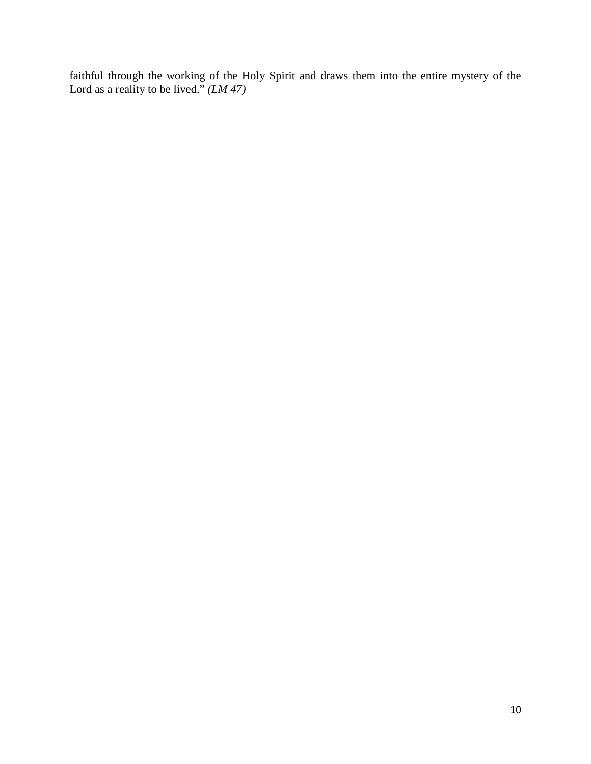faithful through the working of the Holy Spirit and draws them into the entire mystery of the Lord as a reality to be lived." *(LM 47)*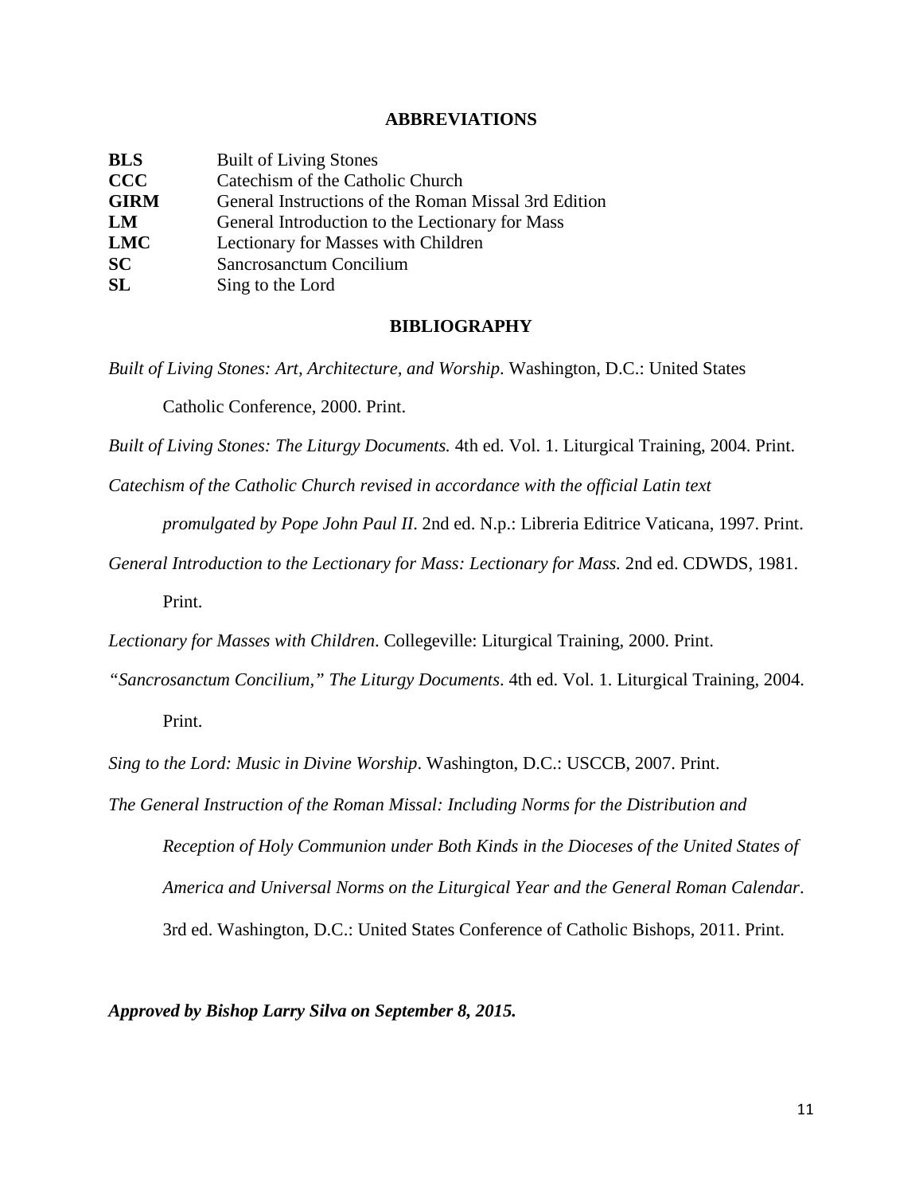## ABBREVIATIONS

| | |
|---|---|
| **BLS** | Built of Living Stones |
| **CCC** | Catechism of the Catholic Church |
| **GIRM** | General Instructions of the Roman Missal 3rd Edition |
| **LM** | General Introduction to the Lectionary for Mass |
| **LMC** | Lectionary for Masses with Children |
| **SC** | Sancrosanctum Concilium |
| **SL** | Sing to the Lord |

## BIBLIOGRAPHY

*Built of Living Stones: Art, Architecture, and Worship*. Washington, D.C.: United States Catholic Conference, 2000. Print.

*Built of Living Stones: The Liturgy Documents.* 4th ed. Vol. 1. Liturgical Training, 2004. Print.

*Catechism of the Catholic Church revised in accordance with the official Latin text promulgated by Pope John Paul II*. 2nd ed. N.p.: Libreria Editrice Vaticana, 1997. Print.

*General Introduction to the Lectionary for Mass: Lectionary for Mass.* 2nd ed. CDWDS, 1981. Print.

*Lectionary for Masses with Children*. Collegeville: Liturgical Training, 2000. Print.

*"Sancrosanctum Concilium," The Liturgy Documents*. 4th ed. Vol. 1. Liturgical Training, 2004. Print.

*Sing to the Lord: Music in Divine Worship*. Washington, D.C.: USCCB, 2007. Print.

*The General Instruction of the Roman Missal: Including Norms for the Distribution and Reception of Holy Communion under Both Kinds in the Dioceses of the United States of America and Universal Norms on the Liturgical Year and the General Roman Calendar*. 3rd ed. Washington, D.C.: United States Conference of Catholic Bishops, 2011. Print.

***Approved by Bishop Larry Silva on September 8, 2015.***